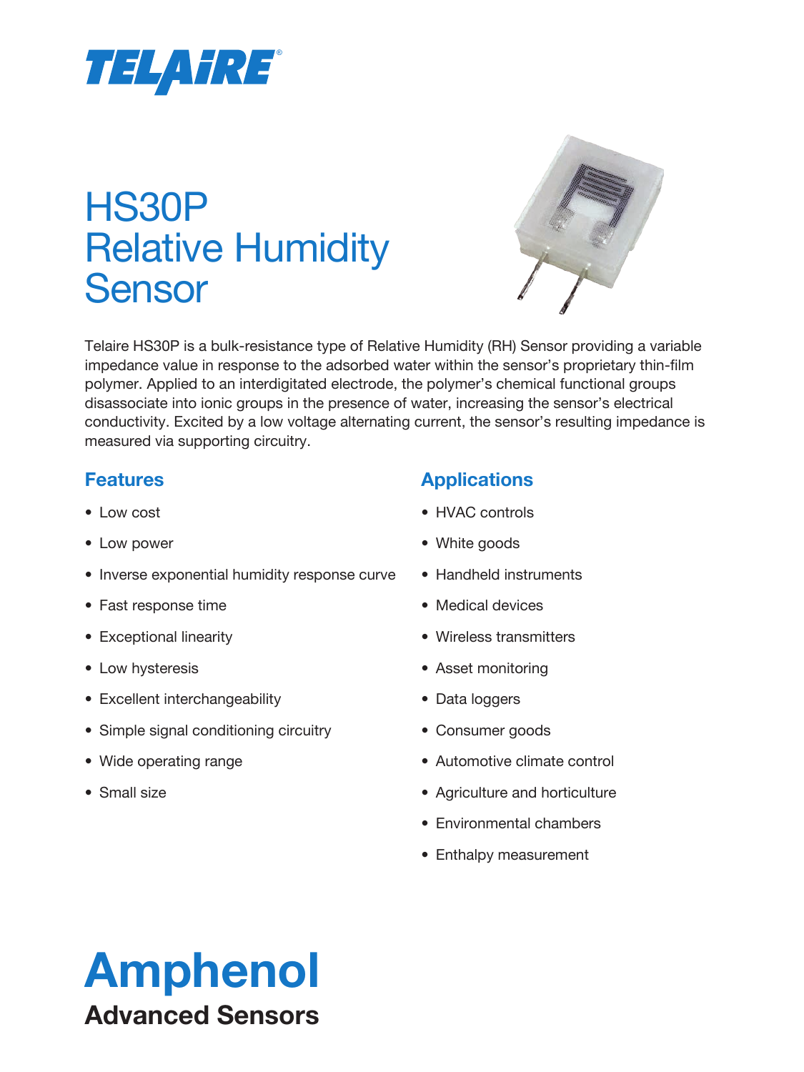TELAIRE®

# HS30P Relative Humidity Sensor

Telaire HS30P is a bulk-resistance type of Relative Humidity (RH) Sensor providing a variable impedance value in response to the adsorbed water within the sensor's proprietary thin-film polymer. Applied to an interdigitated electrode, the polymer's chemical functional groups disassociate into ionic groups in the presence of water, increasing the sensor's electrical conductivity. Excited by a low voltage alternating current, the sensor's resulting impedance is measured via supporting circuitry.

## Features

- Low cost
- Low power
- Inverse exponential humidity response curve
- Fast response time
- Exceptional linearity
- Low hysteresis
- Excellent interchangeability
- Simple signal conditioning circuitry
- Wide operating range
- Small size

## Applications

- HVAC controls
- White goods
- Handheld instruments
- Medical devices
- Wireless transmitters
- Asset monitoring
- Data loggers
- Consumer goods
- Automotive climate control
- Agriculture and horticulture
- Environmental chambers
- Enthalpy measurement

**Amphenol**
**Advanced Sensors**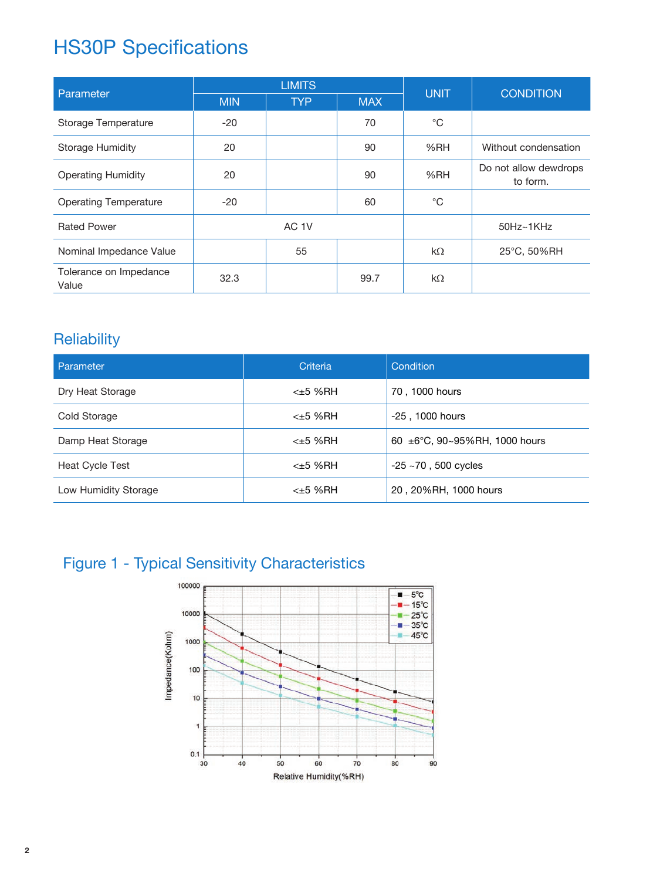# HS30P Specifications

| Parameter | LIMITS | | | UNIT | CONDITION |
|---|---|---|---|---|---|
| | MIN | TYP | MAX | | |
| Storage Temperature | -20 | | 70 | °C | |
| Storage Humidity | 20 | | 90 | %RH | Without condensation |
| Operating Humidity | 20 | | 90 | %RH | Do not allow dewdrops to form. |
| Operating Temperature | -20 | | 60 | °C | |
| Rated Power | AC 1V | | | | 50Hz~1KHz |
| Nominal Impedance Value | | 55 | | kΩ | 25°C, 50%RH |
| Tolerance on Impedance Value | 32.3 | | 99.7 | kΩ | |

## Reliability

| Parameter | Criteria | Condition |
|---|---|---|
| Dry Heat Storage | <±5 %RH | 70 , 1000 hours |
| Cold Storage | <±5 %RH | -25 , 1000 hours |
| Damp Heat Storage | <±5 %RH | 60 ±6°C, 90~95%RH, 1000 hours |
| Heat Cycle Test | <±5 %RH | -25 ~70 , 500 cycles |
| Low Humidity Storage | <±5 %RH | 20 , 20%RH, 1000 hours |

## Figure 1 - Typical Sensitivity Characteristics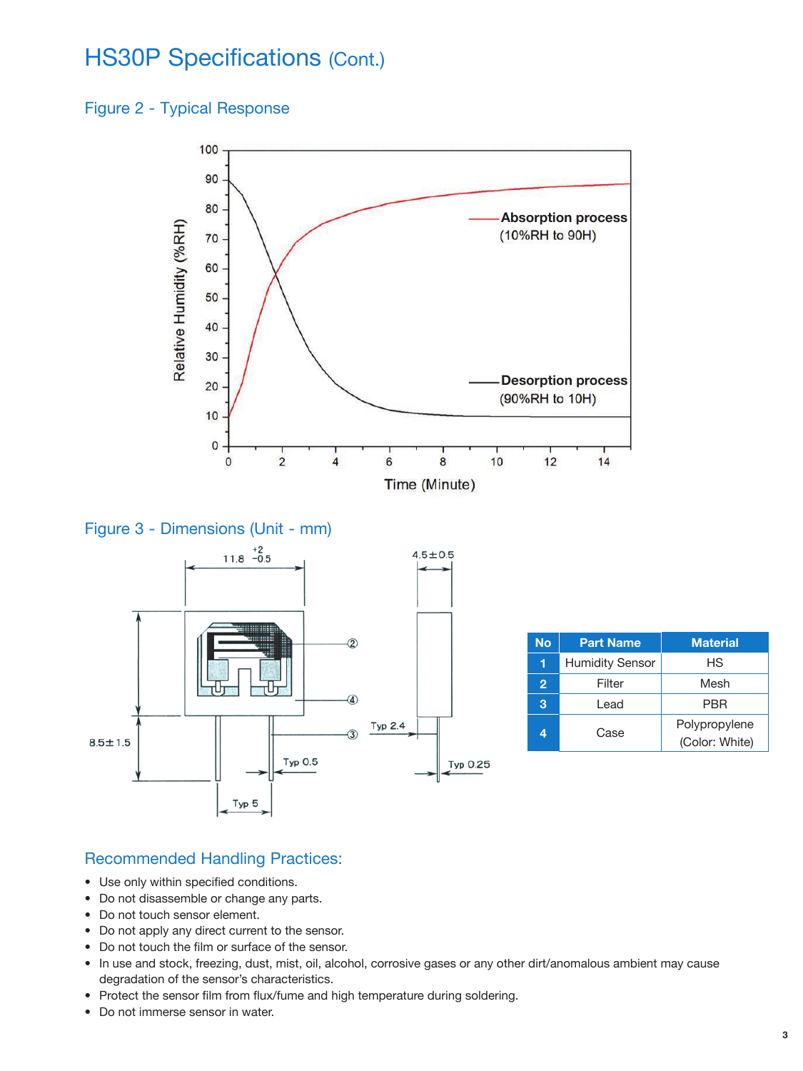# HS30P Specifications (Cont.)

## Figure 2 - Typical Response

## Figure 3 - Dimensions (Unit - mm)

| No | Part Name | Material |
|---|---|---|
| 1 | Humidity Sensor | HS |
| 2 | Filter | Mesh |
| 3 | Lead | PBR |
| 4 | Case | Polypropylene (Color: White) |

## Recommended Handling Practices:

- Use only within specified conditions.
- Do not disassemble or change any parts.
- Do not touch sensor element.
- Do not apply any direct current to the sensor.
- Do not touch the film or surface of the sensor.
- In use and stock, freezing, dust, mist, oil, alcohol, corrosive gases or any other dirt/anomalous ambient may cause degradation of the sensor's characteristics.
- Protect the sensor film from flux/fume and high temperature during soldering.
- Do not immerse sensor in water.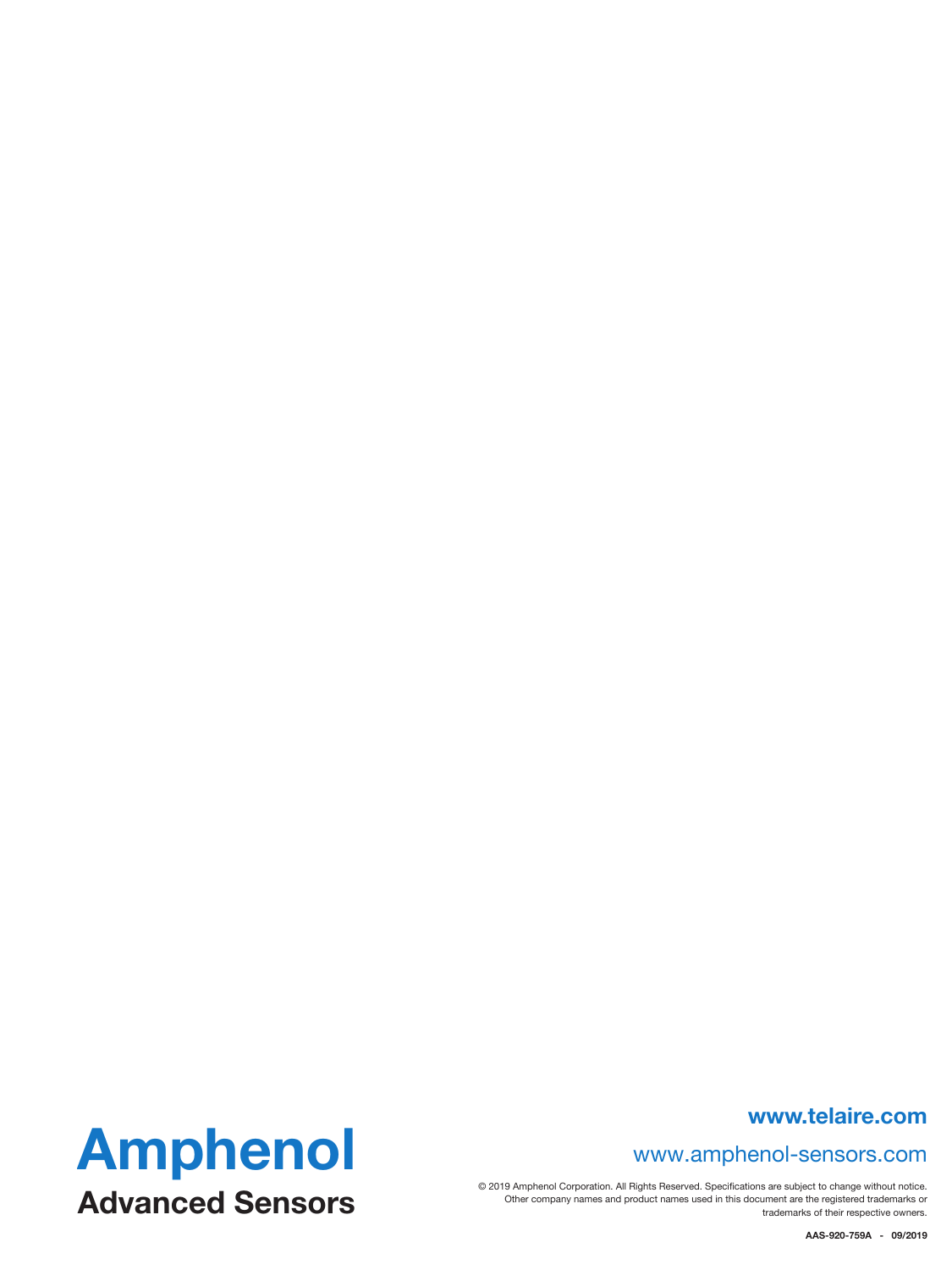**Amphenol**

**Advanced Sensors**

**www.telaire.com**

www.amphenol-sensors.com

© 2019 Amphenol Corporation. All Rights Reserved. Specifications are subject to change without notice. Other company names and product names used in this document are the registered trademarks or trademarks of their respective owners.

**AAS-920-759A - 09/2019**